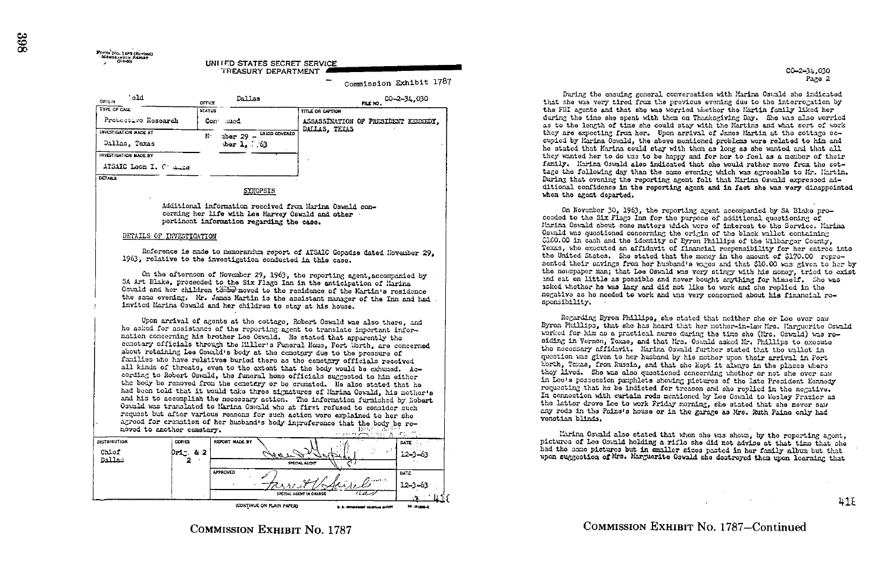Form No. 1569 (Revised)
MEMORANDUM REPORT
(7-1-60)

UNITED STATES SECRET SERVICE
TREASURY DEPARTMENT

Commission Exhibit 1787

| ORIGIN | OFFICE | FILE NO. |
|---|---|---|
| Field | Dallas | CO-2-34,030 |
| TYPE OF CASE | STATUS | TITLE OR CAPTION |
| Protective Research | Continued | ASSASSINATION OF PRESIDENT KENNEDY, DALLAS, TEXAS |
| INVESTIGATION MADE AT | PERIOD COVERED | |
| Dallas, Texas | November 29 - December 1, 1963 | |
| INVESTIGATION MADE BY | | |
| ATSAIC Leon I. Gopadze | | |

DETAILS

## SYNOPSIS

Additional information received from Marina Oswald concerning her life with Lee Harvey Oswald and other pertinent information regarding the case.

## DETAILS OF INVESTIGATION

Reference is made to memorandum report of ATSAIC Gopadze dated November 29, 1963, relative to the investigation conducted in this case.

On the afternoon of November 29, 1963, the reporting agent, accompanied by SA Art Blake, proceeded to the Six Flags Inn in the anticipation of Marina Oswald and her children to be moved to the residence of the Martin's residence the same evening. Mr. James Martin is the assistant manager of the Inn and had invited Marina Oswald and her children to stay at his house.

Upon arrival of agents at the cottage, Robert Oswald was also there, and he asked for assistance of the reporting agent to translate important information concerning his brother Lee Oswald. He stated that apparently the cemetary officials through the Miller's Funeral Home, Fort Worth, are concerned about retaining Lee Oswald's body at the cemetary due to the pressure of families who have relatives buried there as the cemetary officials received all kinds of threats, even to the extent that the body would be exhumed. According to Robert Oswald, the funeral home officials suggested to him either the body be removed from the cemetary or be cremated. He also stated that he had been told that it would take three signatures of Marina Oswald, his mother's and his to accomplish the necessary action. The information furnished by Robert Oswald was translated to Marina Oswald who at first refused to consider such request but after various reasons for such action were explained to her she agreed for cremation of her husband's body inpreference that the body be removed to another cemetary.

| DISTRIBUTION | COPIES | REPORT MADE BY | DATE |
|---|---|---|---|
| Chief | Orig. & 2 | [signature] SPECIAL AGENT | 12-3-63 |
| Dallas | 2 | APPROVED [signature] SPECIAL AGENT IN CHARGE | 12-3-63 |

(CONTINUE ON PLAIN PAPER)

COMMISSION EXHIBIT No. 1787

CO-2-34,030
Page 2

During the ensuing general conversation with Marina Oswald she indicated that she was very tired from the previous evening due to the interrogation by the FBI agents and that she was worried whether the Martin family liked her during the time she spent with them on Thanksgiving Day. She was also worried as to the length of time she could stay with the Martins and what sort of work they are expecting from her. Upon arrival of James Martin at the cottage occupied by Marina Oswald, the above mentioned problems were related to him and he stated that Marina could stay with them as long as she wanted and that all they wanted her to do was to be happy and for her to feel as a member of their family. Marina Oswald also indicated that she would rather move from the cottage the following day than the same evening which was agreeable to Mr. Martin. During that evening the reporting agent felt that Marina Oswald expressed additional confidence in the reporting agent and in fact she was very disappointed when the agent departed.

On November 30, 1963, the reporting agent accompanied by SA Blake proceeded to the Six Flags Inn for the purpose of additional questioning of Marina Oswald about some matters which were of interest to the Service. Marina Oswald was questioned concerning the origin of the black wallet containing $160.00 in cash and the identity of Byron Phillips of the Wilbarger County, Texas, who executed an affidavit of financial responsibility for her entree into the United States. She stated that the money in the amount of $170.00 represented their savings from her husband's wages and that $10.00 was given to her by the newspaper man; that Lee Oswald was very stingy with his money, tried to exist and eat on little as possible and never bought anything for himself. She was asked whether he was lazy and did not like to work and she replied in the negative as he needed to work and was very concerned about his financial responsibility.

Regarding Byron Phillips, she stated that neither she or Lee ever saw Byron Phillips, that she has heard that her mother-in-law Mrs. Marguerite Oswald worked for him as a practical nurse during the time she (Mrs. Oswald) was residing in Vernon, Texas, and that Mrs. Oswald asked Mr. Phillips to execute the necessary affidavit. Marina Oswald further stated that the wallet in question was given to her husband by his mother upon their arrival in Fort Worth, Texas, from Russia, and that she kept it always in the places where they lived. She was also questioned concerning whether or not she ever saw in Lee's possession pamphlets showing pictures of the late President Kennedy requesting that he be indicted for treason and she replied in the negative. In connection with curtain rods mentioned by Lee Oswald to Wesley Frazier as the latter drove Lee to work Friday morning, she stated that she never saw any rods in the Paine's house or in the garage as Mrs. Ruth Paine only had venetian blinds.

Marina Oswald also stated that when she was shown, by the reporting agent, pictures of Lee Oswald holding a rifle she did not advise at that time that she had the same pictures but in smaller sizes pasted in her family album but that upon suggestion of Mrs. Marguerite Oswald she destroyed them upon learning that

COMMISSION EXHIBIT No. 1787—Continued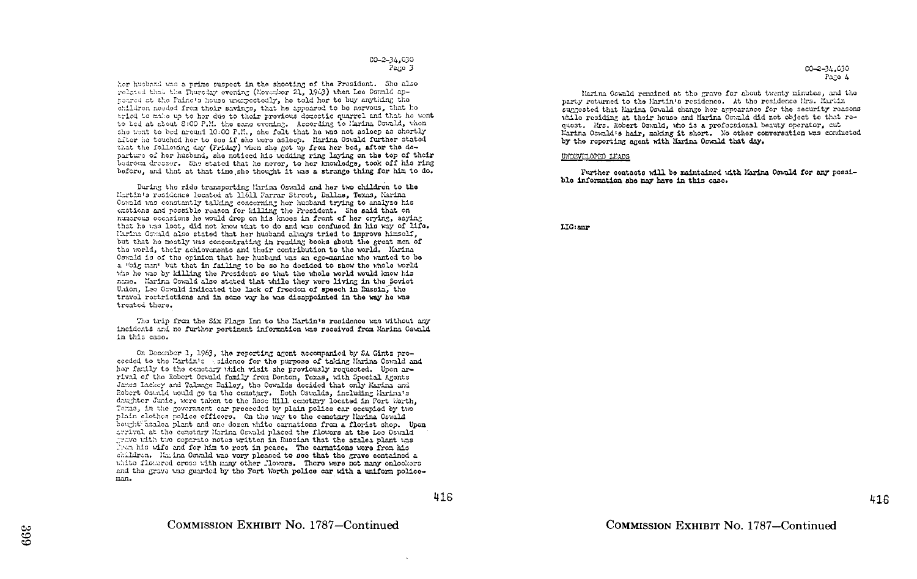her husband was a prime suspect in the shooting of the President. She also related that the Thursday evening (November 21, 1963) when Lee Oswald appeared at the Paine's house unexpectedly, he told her to buy anything the children needed from their savings, that he appeared to be nervous, that he tried to make up to her due to their previous domestic quarrel and that he went to bed at about 8:00 P.M. the same evening. According to Marina Oswald, when she went to bed around 10:00 P.M., she felt that he was not asleep as shortly after he touched her to see if she were asleep. Marina Oswald further stated that the following day (Friday) when she got up from her bed, after the departure of her husband, she noticed his wedding ring laying on the top of their bedroom dresser. She stated that he never, to her knowledge, took off his ring before, and that at that time she thought it was a strange thing for him to do.

During the ride transporting Marina Oswald and her two children to the Martin's residence located at 11611 Farrar Street, Dallas, Texas, Marina Oswald was constantly talking concerning her husband trying to analyze his emotions and possible reason for killing the President. She said that on numerous occasions he would drop on his knees in front of her crying, saying that he was lost, did not know what to do and was confused in his way of life. Marina Oswald also stated that her husband always tried to improve himself, but that he mostly was concentrating in reading books about the great men of the world, their achievements and their contribution to the world. Marina Oswald is of the opinion that her husband was an ego-maniac who wanted to be a "big man" but that in failing to be so he decided to show the whole world who he was by killing the President so that the whole world would know his name. Marina Oswald also stated that while they were living in the Soviet Union, Lee Oswald indicated the lack of freedom of speech in Russia, the travel restrictions and in some way he was disappointed in the way he was treated there.

The trip from the Six Flags Inn to the Martin's residence was without any incidents and no further pertinent information was received from Marina Oswald in this case.

On December 1, 1963, the reporting agent accompanied by SA Gintz proceeded to the Martin's residence for the purpose of taking Marina Oswald and her family to the cemetary which visit she previously requested. Upon arrival of the Robert Oswald family from Denton, Texas, with Special Agents James Lackey and Talmage Bailey, the Oswalds decided that only Marina and Robert Oswald would go to the cemetary. Both Oswalds, including Marina's daughter Junie, were taken to the Rose Hill cemetary located in Fort Worth, Texas, in the government car preceded by plain police car occupied by two plain clothes police officers. On the way to the cemetary Marina Oswald bought azalea plant and one dozen white carnations from a florist shop. Upon arrival at the cemetary Marina Oswald placed the flowers at the Lee Oswald grave with two separate notes written in Russian that the azalea plant was from his wife and for him to rest in peace. The carnations were from his children. Marina Oswald was very pleased to see that the grave contained a white flowered cross with many other flowers. There were not many onlookers and the grave was guarded by the Fort Worth police car with a uniform policeman.

Marina Oswald remained at the grave for about twenty minutes, and the party returned to the Martin's residence. At the residence Mrs. Martin suggested that Marina Oswald change her appearance for the security reasons while residing at their house and Marina Oswald did not object to that request. Mrs. Robert Oswald, who is a professional beauty operator, cut Marina Oswald's hair, making it short. No other conversation was conducted by the reporting agent with Marina Oswald that day.

UNDEVELOPED LEADS

Further contacts will be maintained with Marina Oswald for any possible information she may have in this case.

LIG:amr

COMMISSION EXHIBIT No. 1787—Continued